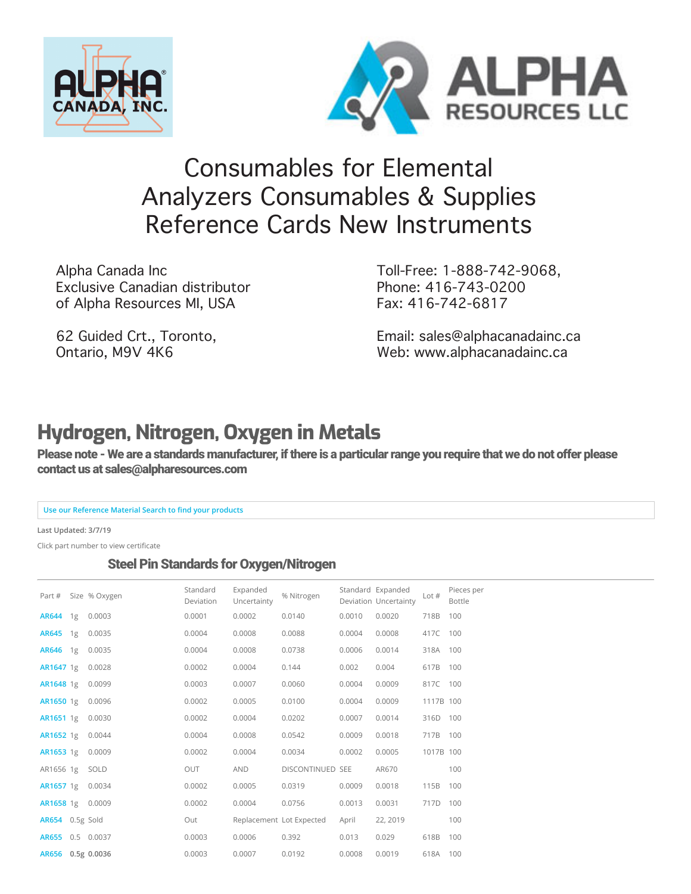ALPHA CANADA, INC.

ALPHA RESOURCES LLC

# Consumables for Elemental Analyzers Consumables & Supplies Reference Cards New Instruments

Alpha Canada Inc
Exclusive Canadian distributor
of Alpha Resources MI, USA

62 Guided Crt., Toronto,
Ontario, M9V 4K6

Toll-Free: 1-888-742-9068,
Phone: 416-743-0200
Fax: 416-742-6817

Email: sales@alphacanadainc.ca
Web: www.alphacanadainc.ca

## Hydrogen, Nitrogen, Oxygen in Metals

**Please note - We are a standards manufacturer, if there is a particular range you require that we do not offer please contact us at sales@alpharesources.com**

Use our Reference Material Search to find your products

**Last Updated: 3/7/19**

Click part number to view certificate

### Steel Pin Standards for Oxygen/Nitrogen

| Part # | Size | % Oxygen | Standard Deviation | Expanded Uncertainty | % Nitrogen | Standard Deviation | Expanded Uncertainty | Lot # | Pieces per Bottle |
|---|---|---|---|---|---|---|---|---|---|
| AR644 | 1g | 0.0003 | 0.0001 | 0.0002 | 0.0140 | 0.0010 | 0.0020 | 718B | 100 |
| AR645 | 1g | 0.0035 | 0.0004 | 0.0008 | 0.0088 | 0.0004 | 0.0008 | 417C | 100 |
| AR646 | 1g | 0.0035 | 0.0004 | 0.0008 | 0.0738 | 0.0006 | 0.0014 | 318A | 100 |
| AR1647 | 1g | 0.0028 | 0.0002 | 0.0004 | 0.144 | 0.002 | 0.004 | 617B | 100 |
| AR1648 | 1g | 0.0099 | 0.0003 | 0.0007 | 0.0060 | 0.0004 | 0.0009 | 817C | 100 |
| AR1650 | 1g | 0.0096 | 0.0002 | 0.0005 | 0.0100 | 0.0004 | 0.0009 | 1117B | 100 |
| AR1651 | 1g | 0.0030 | 0.0002 | 0.0004 | 0.0202 | 0.0007 | 0.0014 | 316D | 100 |
| AR1652 | 1g | 0.0044 | 0.0004 | 0.0008 | 0.0542 | 0.0009 | 0.0018 | 717B | 100 |
| AR1653 | 1g | 0.0009 | 0.0002 | 0.0004 | 0.0034 | 0.0002 | 0.0005 | 1017B | 100 |
| AR1656 | 1g | SOLD | OUT | AND | DISCONTINUED | SEE | AR670 | | 100 |
| AR1657 | 1g | 0.0034 | 0.0002 | 0.0005 | 0.0319 | 0.0009 | 0.0018 | 115B | 100 |
| AR1658 | 1g | 0.0009 | 0.0002 | 0.0004 | 0.0756 | 0.0013 | 0.0031 | 717D | 100 |
| AR654 | 0.5g | Sold | Out | Replacement | Lot Expected | April | 22, 2019 | | 100 |
| AR655 | 0.5 | 0.0037 | 0.0003 | 0.0006 | 0.392 | 0.013 | 0.029 | 618B | 100 |
| AR656 | 0.5g | 0.0036 | 0.0003 | 0.0007 | 0.0192 | 0.0008 | 0.0019 | 618A | 100 |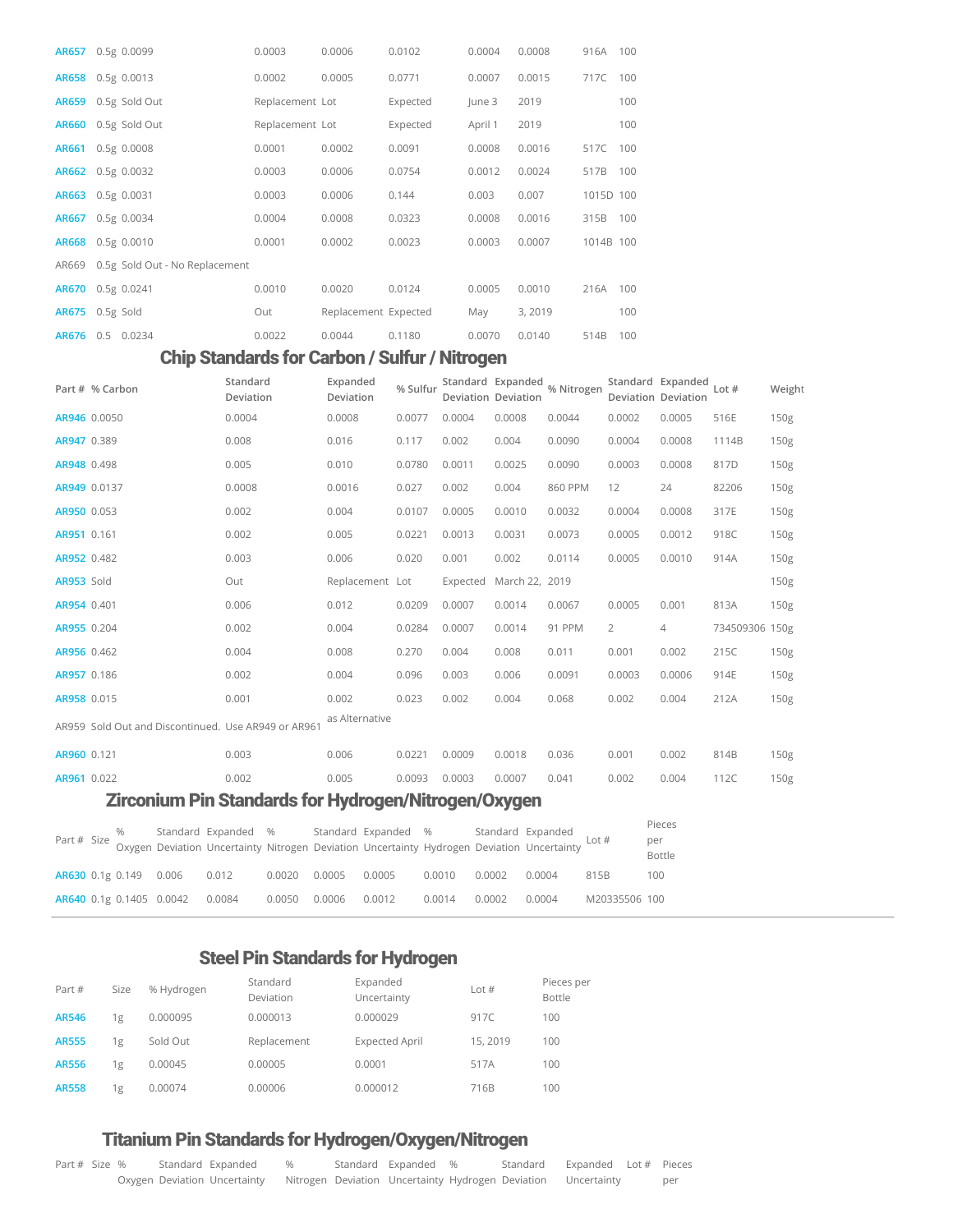| | | | | | | | | |
|---|---|---|---|---|---|---|---|---|
| AR657 | 0.5g | 0.0099 | 0.0003 | 0.0006 | 0.0102 | 0.0004 | 0.0008 | 916A | 100 |
| AR658 | 0.5g | 0.0013 | 0.0002 | 0.0005 | 0.0771 | 0.0007 | 0.0015 | 717C | 100 |
| AR659 | 0.5g | Sold Out | Replacement Lot | | Expected | June 3 | 2019 | | 100 |
| AR660 | 0.5g | Sold Out | Replacement Lot | | Expected | April 1 | 2019 | | 100 |
| AR661 | 0.5g | 0.0008 | 0.0001 | 0.0002 | 0.0091 | 0.0008 | 0.0016 | 517C | 100 |
| AR662 | 0.5g | 0.0032 | 0.0003 | 0.0006 | 0.0754 | 0.0012 | 0.0024 | 517B | 100 |
| AR663 | 0.5g | 0.0031 | 0.0003 | 0.0006 | 0.144 | 0.003 | 0.007 | 1015D | 100 |
| AR667 | 0.5g | 0.0034 | 0.0004 | 0.0008 | 0.0323 | 0.0008 | 0.0016 | 315B | 100 |
| AR668 | 0.5g | 0.0010 | 0.0001 | 0.0002 | 0.0023 | 0.0003 | 0.0007 | 1014B | 100 |
| AR669 | 0.5g | Sold Out - No Replacement | | | | | | | |
| AR670 | 0.5g | 0.0241 | 0.0010 | 0.0020 | 0.0124 | 0.0005 | 0.0010 | 216A | 100 |
| AR675 | 0.5g | Sold | Out | Replacement | Expected | May | 3, 2019 | | 100 |
| AR676 | 0.5 | 0.0234 | 0.0022 | 0.0044 | 0.1180 | 0.0070 | 0.0140 | 514B | 100 |

## Chip Standards for Carbon / Sulfur / Nitrogen

| Part # | % Carbon | Standard Deviation | Expanded Deviation | % Sulfur | Standard Deviation | Expanded Deviation | % Nitrogen | Standard Deviation | Expanded Deviation | Lot # | Weight |
|---|---|---|---|---|---|---|---|---|---|---|---|
| AR946 | 0.0050 | 0.0004 | 0.0008 | 0.0077 | 0.0004 | 0.0008 | 0.0044 | 0.0002 | 0.0005 | 516E | 150g |
| AR947 | 0.389 | 0.008 | 0.016 | 0.117 | 0.002 | 0.004 | 0.0090 | 0.0004 | 0.0008 | 1114B | 150g |
| AR948 | 0.498 | 0.005 | 0.010 | 0.0780 | 0.0011 | 0.0025 | 0.0090 | 0.0003 | 0.0008 | 817D | 150g |
| AR949 | 0.0137 | 0.0008 | 0.0016 | 0.027 | 0.002 | 0.004 | 860 PPM | 12 | 24 | 82206 | 150g |
| AR950 | 0.053 | 0.002 | 0.004 | 0.0107 | 0.0005 | 0.0010 | 0.0032 | 0.0004 | 0.0008 | 317E | 150g |
| AR951 | 0.161 | 0.002 | 0.005 | 0.0221 | 0.0013 | 0.0031 | 0.0073 | 0.0005 | 0.0012 | 918C | 150g |
| AR952 | 0.482 | 0.003 | 0.006 | 0.020 | 0.001 | 0.002 | 0.0114 | 0.0005 | 0.0010 | 914A | 150g |
| AR953 | Sold | Out | Replacement | Lot | Expected | March 22, | 2019 | | | | 150g |
| AR954 | 0.401 | 0.006 | 0.012 | 0.0209 | 0.0007 | 0.0014 | 0.0067 | 0.0005 | 0.001 | 813A | 150g |
| AR955 | 0.204 | 0.002 | 0.004 | 0.0284 | 0.0007 | 0.0014 | 91 PPM | 2 | 4 | 734509306 | 150g |
| AR956 | 0.462 | 0.004 | 0.008 | 0.270 | 0.004 | 0.008 | 0.011 | 0.001 | 0.002 | 215C | 150g |
| AR957 | 0.186 | 0.002 | 0.004 | 0.096 | 0.003 | 0.006 | 0.0091 | 0.0003 | 0.0006 | 914E | 150g |
| AR958 | 0.015 | 0.001 | 0.002 | 0.023 | 0.002 | 0.004 | 0.068 | 0.002 | 0.004 | 212A | 150g |
| AR959 | Sold Out and Discontinued. Use AR949 or AR961 | | as Alternative | | | | | | | | |
| AR960 | 0.121 | 0.003 | 0.006 | 0.0221 | 0.0009 | 0.0018 | 0.036 | 0.001 | 0.002 | 814B | 150g |
| AR961 | 0.022 | 0.002 | 0.005 | 0.0093 | 0.0003 | 0.0007 | 0.041 | 0.002 | 0.004 | 112C | 150g |

## Zirconium Pin Standards for Hydrogen/Nitrogen/Oxygen

| Part # | Size | % Oxygen | Standard Deviation | Expanded Uncertainty | % Nitrogen | Standard Deviation | Expanded Uncertainty | % Hydrogen | Standard Deviation | Expanded Uncertainty | Lot # | Pieces per Bottle |
|---|---|---|---|---|---|---|---|---|---|---|---|---|
| AR630 | 0.1g | 0.149 | 0.006 | 0.012 | 0.0020 | 0.0005 | 0.0005 | 0.0010 | 0.0002 | 0.0004 | 815B | 100 |
| AR640 | 0.1g | 0.1405 | 0.0042 | 0.0084 | 0.0050 | 0.0006 | 0.0012 | 0.0014 | 0.0002 | 0.0004 | M20335506 | 100 |

## Steel Pin Standards for Hydrogen

| Part # | Size | % Hydrogen | Standard Deviation | Expanded Uncertainty | Lot # | Pieces per Bottle |
|---|---|---|---|---|---|---|
| AR546 | 1g | 0.000095 | 0.000013 | 0.000029 | 917C | 100 |
| AR555 | 1g | Sold Out | Replacement | Expected April | 15, 2019 | 100 |
| AR556 | 1g | 0.00045 | 0.00005 | 0.0001 | 517A | 100 |
| AR558 | 1g | 0.00074 | 0.00006 | 0.000012 | 716B | 100 |

## Titanium Pin Standards for Hydrogen/Oxygen/Nitrogen

| Part # | Size | % Oxygen | Standard Deviation | Expanded Uncertainty | % Nitrogen | Standard Deviation | Expanded Uncertainty | % Hydrogen | Standard Deviation | Expanded Uncertainty | Lot # | Pieces per |
|---|---|---|---|---|---|---|---|---|---|---|---|---|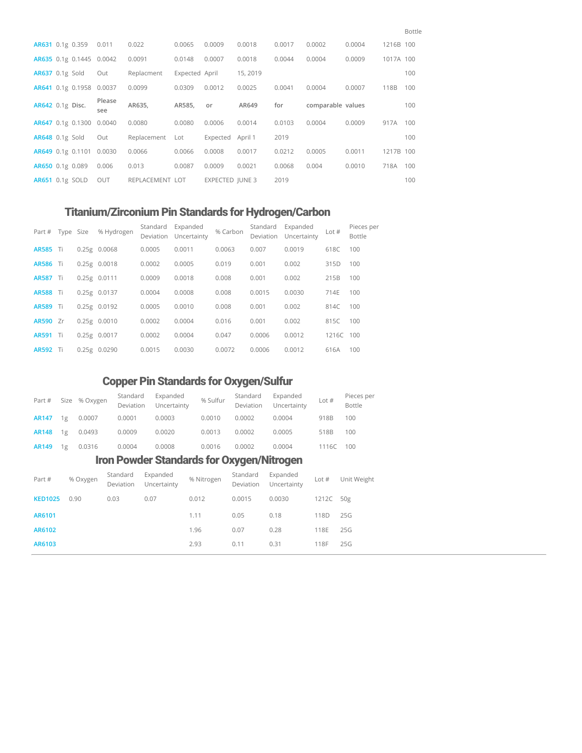| | | | | | | | | | | | | Bottle |
|---|---|---|---|---|---|---|---|---|---|---|---|---|
| AR631 | 0.1g | 0.359 | 0.011 | 0.022 | 0.0065 | 0.0009 | 0.0018 | 0.0017 | 0.0002 | 0.0004 | 1216B | 100 |
| AR635 | 0.1g | 0.1445 | 0.0042 | 0.0091 | 0.0148 | 0.0007 | 0.0018 | 0.0044 | 0.0004 | 0.0009 | 1017A | 100 |
| AR637 | 0.1g | Sold | Out | Replacment | Expected | April | 15, 2019 | | | | | 100 |
| AR641 | 0.1g | 0.1958 | 0.0037 | 0.0099 | 0.0309 | 0.0012 | 0.0025 | 0.0041 | 0.0004 | 0.0007 | 118B | 100 |
| AR642 | 0.1g | **Disc.** | **Please see** | **AR635,** | **AR585,** | **or** | **AR649** | **for** | **comparable** | **values** | | 100 |
| AR647 | 0.1g | 0.1300 | 0.0040 | 0.0080 | 0.0080 | 0.0006 | 0.0014 | 0.0103 | 0.0004 | 0.0009 | 917A | 100 |
| AR648 | 0.1g | Sold | Out | Replacement | Lot | Expected | April 1 | 2019 | | | | 100 |
| AR649 | 0.1g | 0.1101 | 0.0030 | 0.0066 | 0.0066 | 0.0008 | 0.0017 | 0.0212 | 0.0005 | 0.0011 | 1217B | 100 |
| AR650 | 0.1g | 0.089 | 0.006 | 0.013 | 0.0087 | 0.0009 | 0.0021 | 0.0068 | 0.004 | 0.0010 | 718A | 100 |
| AR651 | 0.1g | SOLD | OUT | REPLACEMENT | LOT | EXPECTED | JUNE 3 | 2019 | | | | 100 |

## Titanium/Zirconium Pin Standards for Hydrogen/Carbon

| Part # | Type | Size | % Hydrogen | Standard Deviation | Expanded Uncertainty | % Carbon | Standard Deviation | Expanded Uncertainty | Lot # | Pieces per Bottle |
|---|---|---|---|---|---|---|---|---|---|---|
| AR585 | Ti | 0.25g | 0.0068 | 0.0005 | 0.0011 | 0.0063 | 0.007 | 0.0019 | 618C | 100 |
| AR586 | Ti | 0.25g | 0.0018 | 0.0002 | 0.0005 | 0.019 | 0.001 | 0.002 | 315D | 100 |
| AR587 | Ti | 0.25g | 0.0111 | 0.0009 | 0.0018 | 0.008 | 0.001 | 0.002 | 215B | 100 |
| AR588 | Ti | 0.25g | 0.0137 | 0.0004 | 0.0008 | 0.008 | 0.0015 | 0.0030 | 714E | 100 |
| AR589 | Ti | 0.25g | 0.0192 | 0.0005 | 0.0010 | 0.008 | 0.001 | 0.002 | 814C | 100 |
| AR590 | Zr | 0.25g | 0.0010 | 0.0002 | 0.0004 | 0.016 | 0.001 | 0.002 | 815C | 100 |
| AR591 | Ti | 0.25g | 0.0017 | 0.0002 | 0.0004 | 0.047 | 0.0006 | 0.0012 | 1216C | 100 |
| AR592 | Ti | 0.25g | 0.0290 | 0.0015 | 0.0030 | 0.0072 | 0.0006 | 0.0012 | 616A | 100 |

## Copper Pin Standards for Oxygen/Sulfur

| Part # | Size | % Oxygen | Standard Deviation | Expanded Uncertainty | % Sulfur | Standard Deviation | Expanded Uncertainty | Lot # | Pieces per Bottle |
|---|---|---|---|---|---|---|---|---|---|
| AR147 | 1g | 0.0007 | 0.0001 | 0.0003 | 0.0010 | 0.0002 | 0.0004 | 918B | 100 |
| AR148 | 1g | 0.0493 | 0.0009 | 0.0020 | 0.0013 | 0.0002 | 0.0005 | 518B | 100 |
| AR149 | 1g | 0.0316 | 0.0004 | 0.0008 | 0.0016 | 0.0002 | 0.0004 | 1116C | 100 |

## Iron Powder Standards for Oxygen/Nitrogen

| Part # | % Oxygen | Standard Deviation | Expanded Uncertainty | % Nitrogen | Standard Deviation | Expanded Uncertainty | Lot # | Unit Weight |
|---|---|---|---|---|---|---|---|---|
| KED1025 | 0.90 | 0.03 | 0.07 | 0.012 | 0.0015 | 0.0030 | 1212C | 50g |
| AR6101 | | | | 1.11 | 0.05 | 0.18 | 118D | 25G |
| AR6102 | | | | 1.96 | 0.07 | 0.28 | 118E | 25G |
| AR6103 | | | | 2.93 | 0.11 | 0.31 | 118F | 25G |